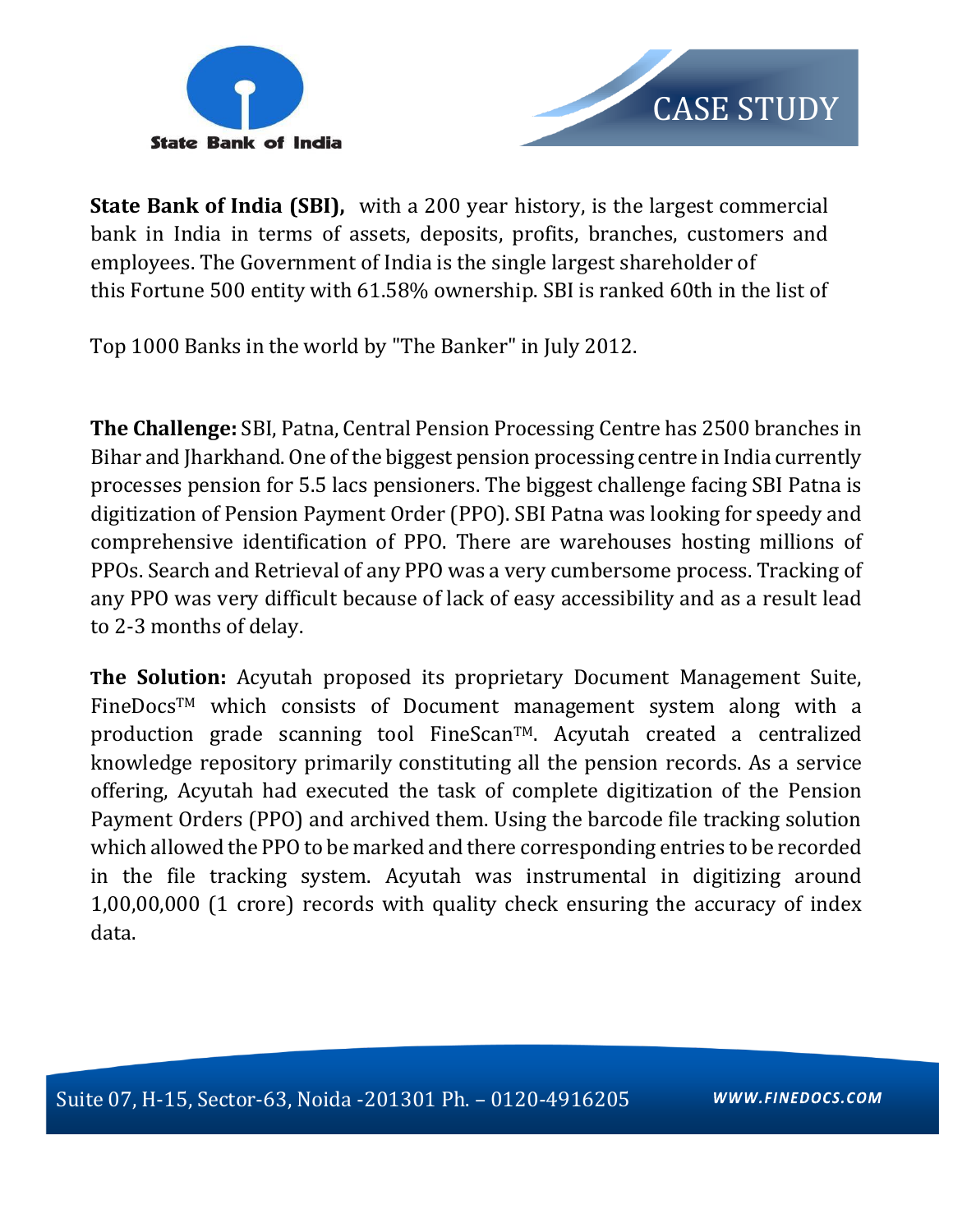State Bank of India

# CASE STUDY

**State Bank of India (SBI),** with a 200 year history, is the largest commercial bank in India in terms of assets, deposits, profits, branches, customers and employees. The Government of India is the single largest shareholder of this Fortune 500 entity with 61.58% ownership. SBI is ranked 60th in the list of

Top 1000 Banks in the world by "The Banker" in July 2012.

**The Challenge:** SBI, Patna, Central Pension Processing Centre has 2500 branches in Bihar and Jharkhand. One of the biggest pension processing centre in India currently processes pension for 5.5 lacs pensioners. The biggest challenge facing SBI Patna is digitization of Pension Payment Order (PPO). SBI Patna was looking for speedy and comprehensive identification of PPO. There are warehouses hosting millions of PPOs. Search and Retrieval of any PPO was a very cumbersome process. Tracking of any PPO was very difficult because of lack of easy accessibility and as a result lead to 2-3 months of delay.

**The Solution:** Acyutah proposed its proprietary Document Management Suite, FineDocs™ which consists of Document management system along with a production grade scanning tool FineScan™. Acyutah created a centralized knowledge repository primarily constituting all the pension records. As a service offering, Acyutah had executed the task of complete digitization of the Pension Payment Orders (PPO) and archived them. Using the barcode file tracking solution which allowed the PPO to be marked and there corresponding entries to be recorded in the file tracking system. Acyutah was instrumental in digitizing around 1,00,00,000 (1 crore) records with quality check ensuring the accuracy of index data.

Suite 07, H-15, Sector-63, Noida -201301 Ph. – 0120-4916205 *WWW.FINEDOCS.COM*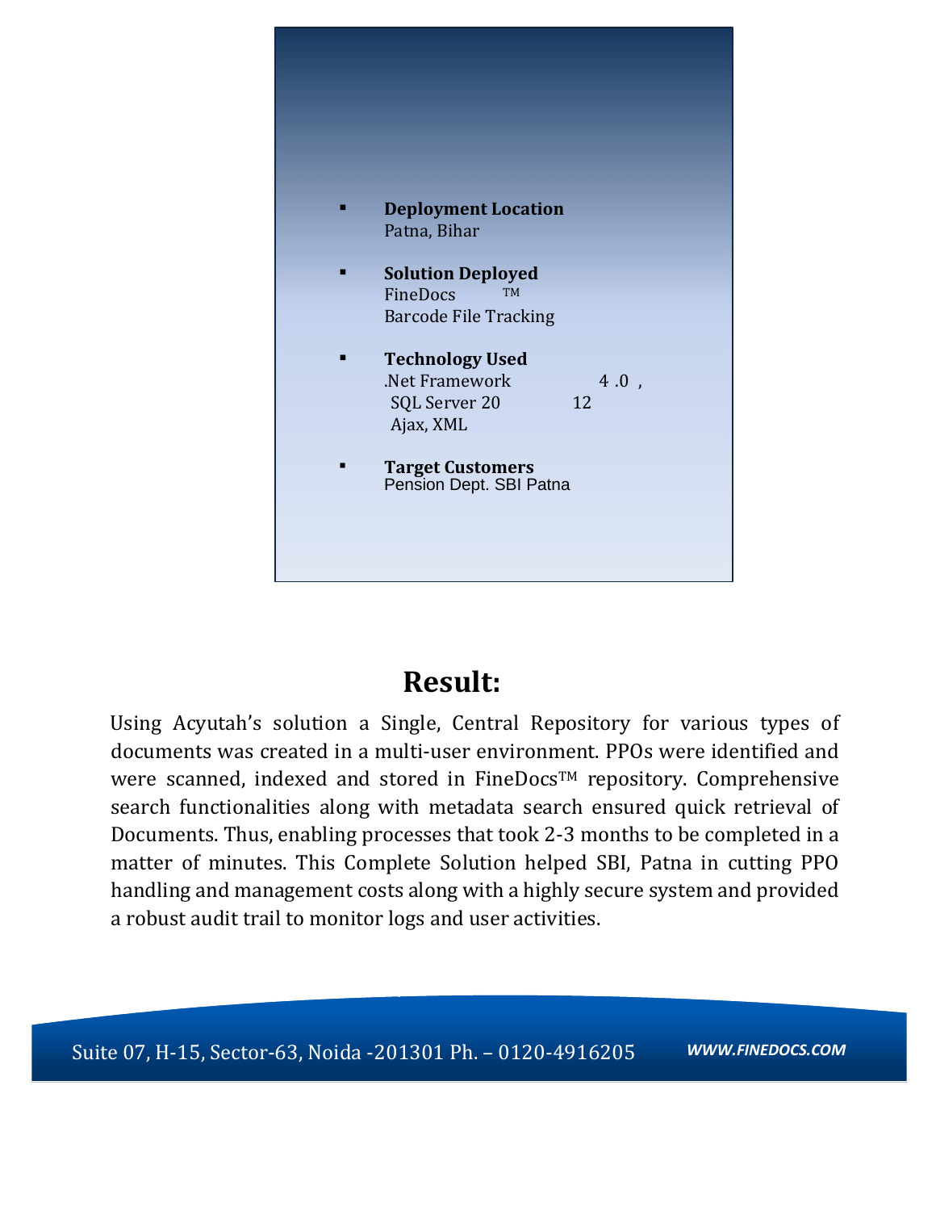- **Deployment Location**
  Patna, Bihar

- **Solution Deployed**
  FineDocs™
  Barcode File Tracking

- **Technology Used**
  .Net Framework 4.0,
  SQL Server 2012
  Ajax, XML

- **Target Customers**
  Pension Dept. SBI Patna

## Result:

Using Acyutah's solution a Single, Central Repository for various types of documents was created in a multi-user environment. PPOs were identified and were scanned, indexed and stored in FineDocs™ repository. Comprehensive search functionalities along with metadata search ensured quick retrieval of Documents. Thus, enabling processes that took 2-3 months to be completed in a matter of minutes. This Complete Solution helped SBI, Patna in cutting PPO handling and management costs along with a highly secure system and provided a robust audit trail to monitor logs and user activities.

Suite 07, H-15, Sector-63, Noida -201301 Ph. – 0120-4916205 ***WWW.FINEDOCS.COM***